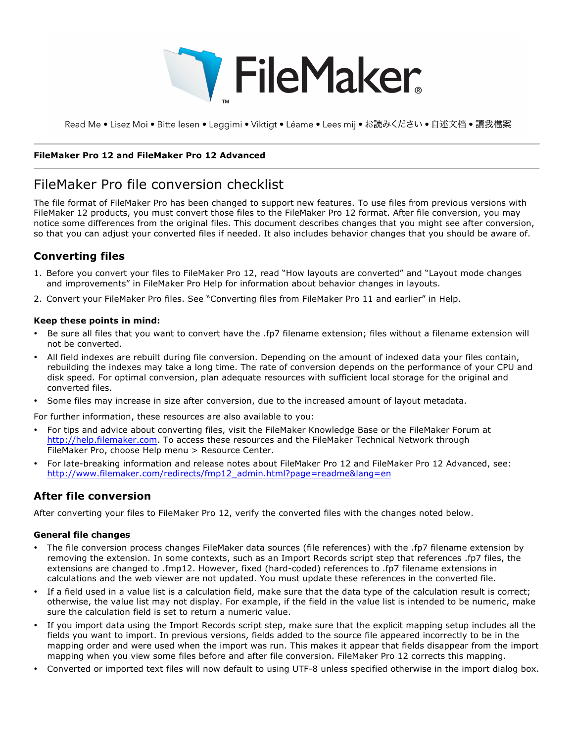FileMaker

Read Me • Lisez Moi • Bitte lesen • Leggimi • Viktigt • Léame • Lees mij • お読みください • 自述文档 • 讀我檔案

**FileMaker Pro 12 and FileMaker Pro 12 Advanced**

# FileMaker Pro file conversion checklist

The file format of FileMaker Pro has been changed to support new features. To use files from previous versions with FileMaker 12 products, you must convert those files to the FileMaker Pro 12 format. After file conversion, you may notice some differences from the original files. This document describes changes that you might see after conversion, so that you can adjust your converted files if needed. It also includes behavior changes that you should be aware of.

## Converting files

1. Before you convert your files to FileMaker Pro 12, read "How layouts are converted" and "Layout mode changes and improvements" in FileMaker Pro Help for information about behavior changes in layouts.
2. Convert your FileMaker Pro files. See "Converting files from FileMaker Pro 11 and earlier" in Help.

### Keep these points in mind:

- Be sure all files that you want to convert have the .fp7 filename extension; files without a filename extension will not be converted.
- All field indexes are rebuilt during file conversion. Depending on the amount of indexed data your files contain, rebuilding the indexes may take a long time. The rate of conversion depends on the performance of your CPU and disk speed. For optimal conversion, plan adequate resources with sufficient local storage for the original and converted files.
- Some files may increase in size after conversion, due to the increased amount of layout metadata.

For further information, these resources are also available to you:

- For tips and advice about converting files, visit the FileMaker Knowledge Base or the FileMaker Forum at http://help.filemaker.com. To access these resources and the FileMaker Technical Network through FileMaker Pro, choose Help menu > Resource Center.
- For late-breaking information and release notes about FileMaker Pro 12 and FileMaker Pro 12 Advanced, see: http://www.filemaker.com/redirects/fmp12_admin.html?page=readme&lang=en

## After file conversion

After converting your files to FileMaker Pro 12, verify the converted files with the changes noted below.

### General file changes

- The file conversion process changes FileMaker data sources (file references) with the .fp7 filename extension by removing the extension. In some contexts, such as an Import Records script step that references .fp7 files, the extensions are changed to .fmp12. However, fixed (hard-coded) references to .fp7 filename extensions in calculations and the web viewer are not updated. You must update these references in the converted file.
- If a field used in a value list is a calculation field, make sure that the data type of the calculation result is correct; otherwise, the value list may not display. For example, if the field in the value list is intended to be numeric, make sure the calculation field is set to return a numeric value.
- If you import data using the Import Records script step, make sure that the explicit mapping setup includes all the fields you want to import. In previous versions, fields added to the source file appeared incorrectly to be in the mapping order and were used when the import was run. This makes it appear that fields disappear from the import mapping when you view some files before and after file conversion. FileMaker Pro 12 corrects this mapping.
- Converted or imported text files will now default to using UTF-8 unless specified otherwise in the import dialog box.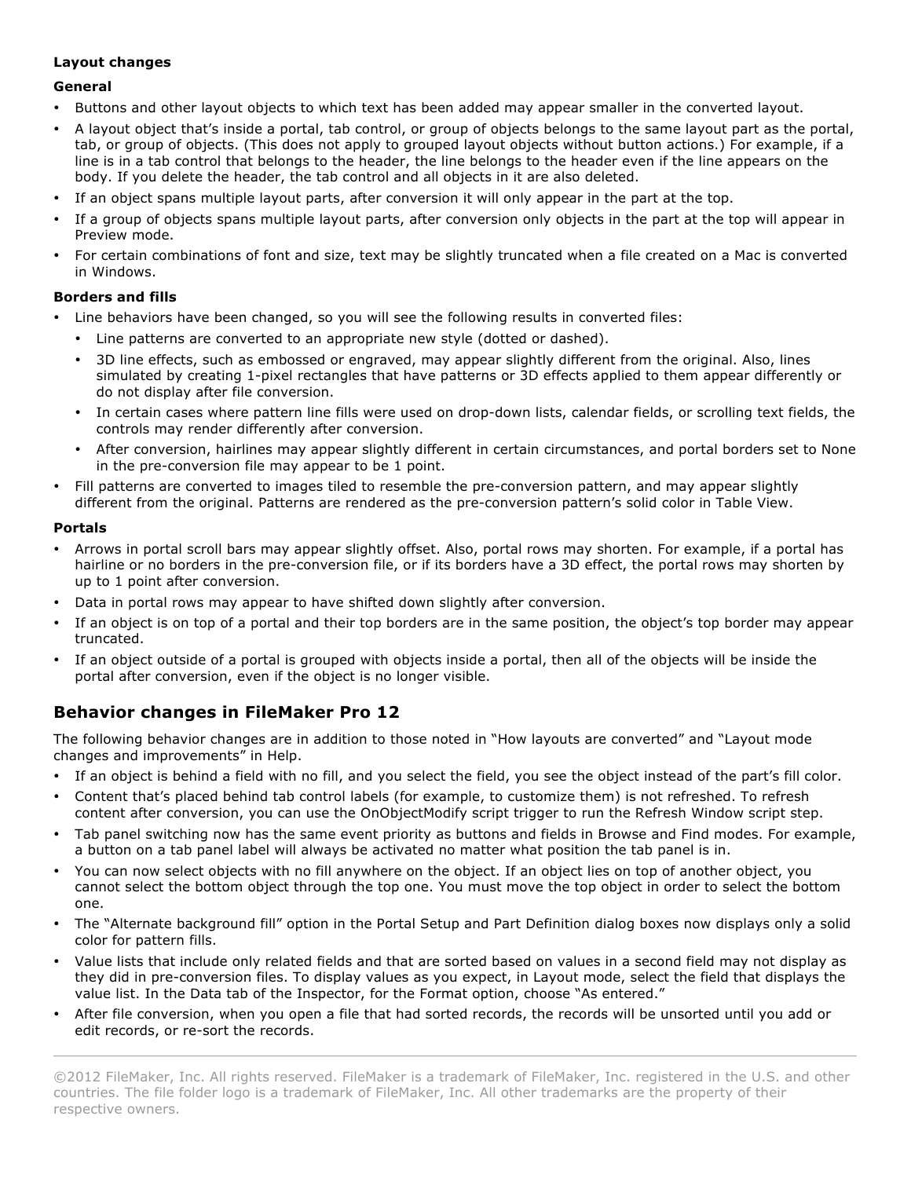### Layout changes

#### General

- Buttons and other layout objects to which text has been added may appear smaller in the converted layout.
- A layout object that's inside a portal, tab control, or group of objects belongs to the same layout part as the portal, tab, or group of objects. (This does not apply to grouped layout objects without button actions.) For example, if a line is in a tab control that belongs to the header, the line belongs to the header even if the line appears on the body. If you delete the header, the tab control and all objects in it are also deleted.
- If an object spans multiple layout parts, after conversion it will only appear in the part at the top.
- If a group of objects spans multiple layout parts, after conversion only objects in the part at the top will appear in Preview mode.
- For certain combinations of font and size, text may be slightly truncated when a file created on a Mac is converted in Windows.

#### Borders and fills

- Line behaviors have been changed, so you will see the following results in converted files:
  - Line patterns are converted to an appropriate new style (dotted or dashed).
  - 3D line effects, such as embossed or engraved, may appear slightly different from the original. Also, lines simulated by creating 1-pixel rectangles that have patterns or 3D effects applied to them appear differently or do not display after file conversion.
  - In certain cases where pattern line fills were used on drop-down lists, calendar fields, or scrolling text fields, the controls may render differently after conversion.
  - After conversion, hairlines may appear slightly different in certain circumstances, and portal borders set to None in the pre-conversion file may appear to be 1 point.
- Fill patterns are converted to images tiled to resemble the pre-conversion pattern, and may appear slightly different from the original. Patterns are rendered as the pre-conversion pattern's solid color in Table View.

#### Portals

- Arrows in portal scroll bars may appear slightly offset. Also, portal rows may shorten. For example, if a portal has hairline or no borders in the pre-conversion file, or if its borders have a 3D effect, the portal rows may shorten by up to 1 point after conversion.
- Data in portal rows may appear to have shifted down slightly after conversion.
- If an object is on top of a portal and their top borders are in the same position, the object's top border may appear truncated.
- If an object outside of a portal is grouped with objects inside a portal, then all of the objects will be inside the portal after conversion, even if the object is no longer visible.

## Behavior changes in FileMaker Pro 12

The following behavior changes are in addition to those noted in "How layouts are converted" and "Layout mode changes and improvements" in Help.

- If an object is behind a field with no fill, and you select the field, you see the object instead of the part's fill color.
- Content that's placed behind tab control labels (for example, to customize them) is not refreshed. To refresh content after conversion, you can use the OnObjectModify script trigger to run the Refresh Window script step.
- Tab panel switching now has the same event priority as buttons and fields in Browse and Find modes. For example, a button on a tab panel label will always be activated no matter what position the tab panel is in.
- You can now select objects with no fill anywhere on the object. If an object lies on top of another object, you cannot select the bottom object through the top one. You must move the top object in order to select the bottom one.
- The "Alternate background fill" option in the Portal Setup and Part Definition dialog boxes now displays only a solid color for pattern fills.
- Value lists that include only related fields and that are sorted based on values in a second field may not display as they did in pre-conversion files. To display values as you expect, in Layout mode, select the field that displays the value list. In the Data tab of the Inspector, for the Format option, choose "As entered."
- After file conversion, when you open a file that had sorted records, the records will be unsorted until you add or edit records, or re-sort the records.

---

©2012 FileMaker, Inc. All rights reserved. FileMaker is a trademark of FileMaker, Inc. registered in the U.S. and other countries. The file folder logo is a trademark of FileMaker, Inc. All other trademarks are the property of their respective owners.